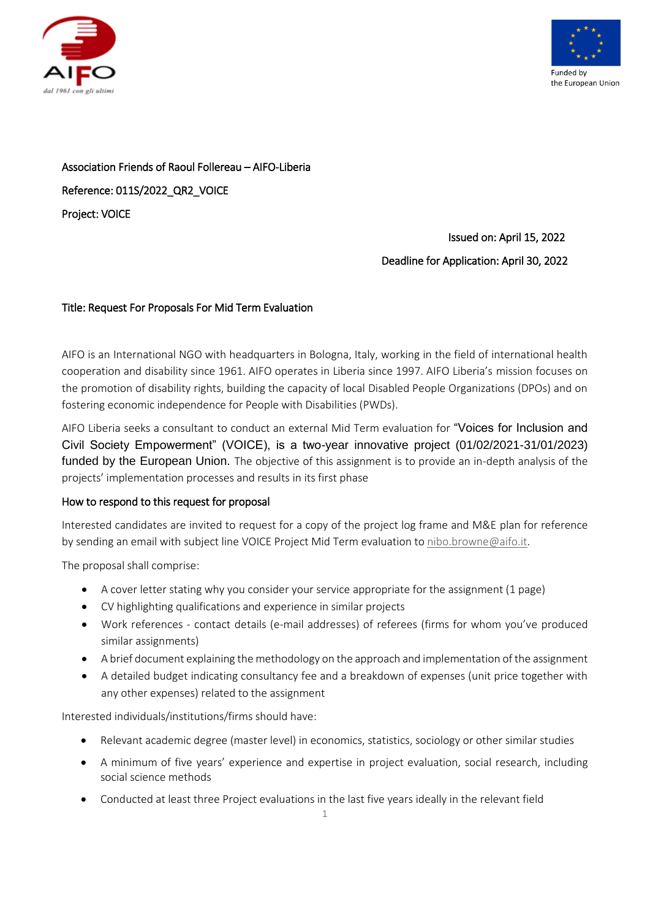Association Friends of Raoul Follereau – AIFO-Liberia

Reference: 011S/2022_QR2_VOICE

Project: VOICE

Issued on: April 15, 2022

Deadline for Application: April 30, 2022

Title: Request For Proposals For Mid Term Evaluation

AIFO is an International NGO with headquarters in Bologna, Italy, working in the field of international health cooperation and disability since 1961. AIFO operates in Liberia since 1997. AIFO Liberia's mission focuses on the promotion of disability rights, building the capacity of local Disabled People Organizations (DPOs) and on fostering economic independence for People with Disabilities (PWDs).

AIFO Liberia seeks a consultant to conduct an external Mid Term evaluation for "Voices for Inclusion and Civil Society Empowerment" (VOICE), is a two-year innovative project (01/02/2021-31/01/2023) funded by the European Union. The objective of this assignment is to provide an in-depth analysis of the projects' implementation processes and results in its first phase

## How to respond to this request for proposal

Interested candidates are invited to request for a copy of the project log frame and M&E plan for reference by sending an email with subject line VOICE Project Mid Term evaluation to nibo.browne@aifo.it.

The proposal shall comprise:

- A cover letter stating why you consider your service appropriate for the assignment (1 page)
- CV highlighting qualifications and experience in similar projects
- Work references - contact details (e-mail addresses) of referees (firms for whom you've produced similar assignments)
- A brief document explaining the methodology on the approach and implementation of the assignment
- A detailed budget indicating consultancy fee and a breakdown of expenses (unit price together with any other expenses) related to the assignment

Interested individuals/institutions/firms should have:

- Relevant academic degree (master level) in economics, statistics, sociology or other similar studies
- A minimum of five years' experience and expertise in project evaluation, social research, including social science methods
- Conducted at least three Project evaluations in the last five years ideally in the relevant field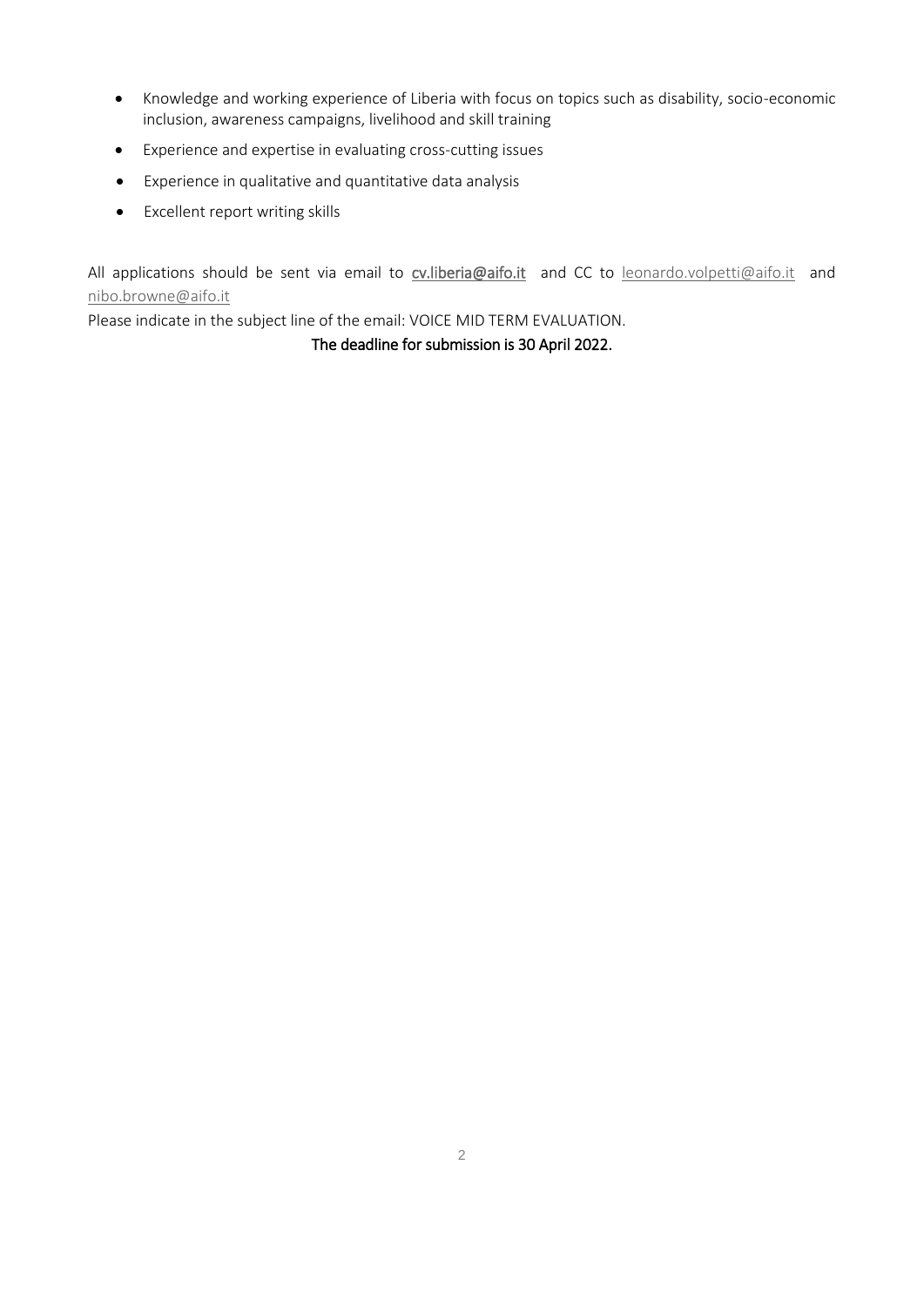- Knowledge and working experience of Liberia with focus on topics such as disability, socio-economic inclusion, awareness campaigns, livelihood and skill training
- Experience and expertise in evaluating cross-cutting issues
- Experience in qualitative and quantitative data analysis
- Excellent report writing skills

All applications should be sent via email to **cv.liberia@aifo.it** and CC to leonardo.volpetti@aifo.it and nibo.browne@aifo.it

Please indicate in the subject line of the email: VOICE MID TERM EVALUATION.

The deadline for submission is 30 April 2022.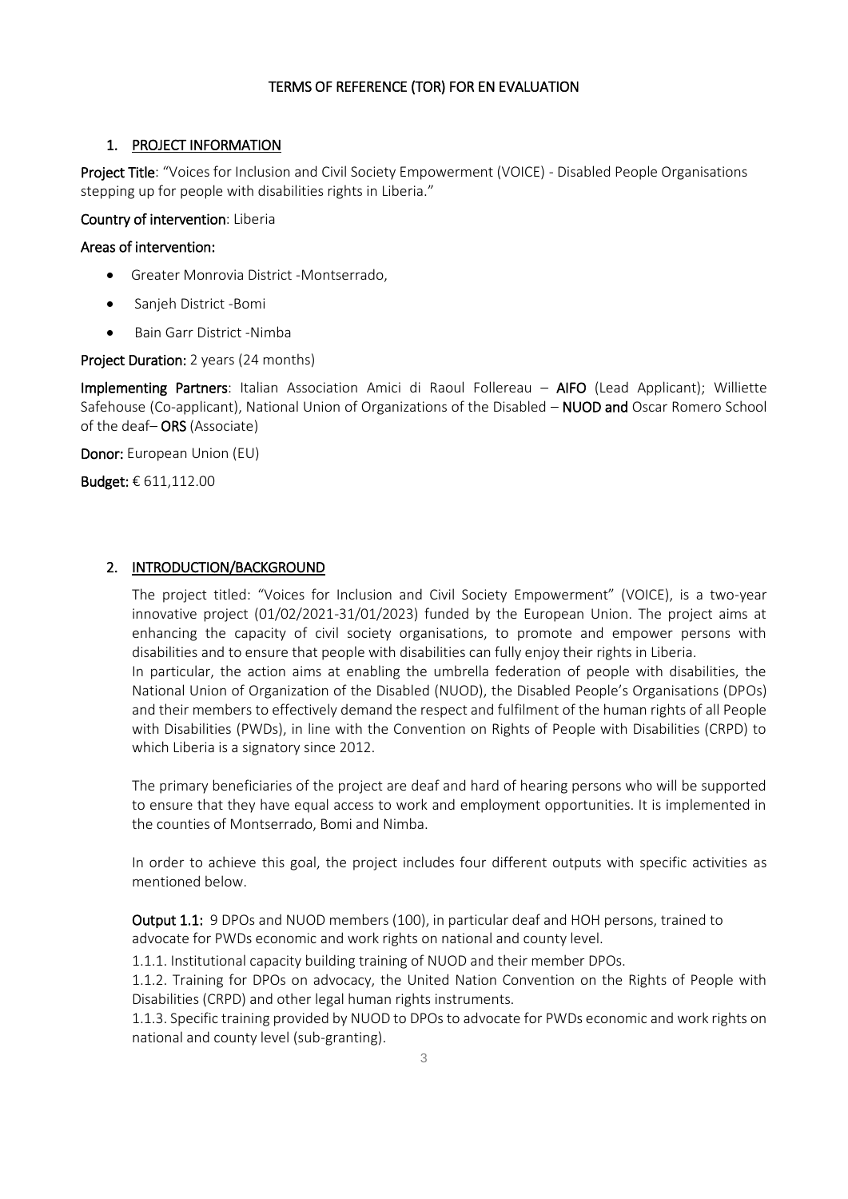# TERMS OF REFERENCE (TOR) FOR EN EVALUATION

## 1. PROJECT INFORMATION

**Project Title**: "Voices for Inclusion and Civil Society Empowerment (VOICE) - Disabled People Organisations stepping up for people with disabilities rights in Liberia."

**Country of intervention**: Liberia

**Areas of intervention:**

- Greater Monrovia District -Montserrado,
- Sanjeh District -Bomi
- Bain Garr District -Nimba

**Project Duration:** 2 years (24 months)

**Implementing Partners**: Italian Association Amici di Raoul Follereau – **AIFO** (Lead Applicant); Williette Safehouse (Co-applicant), National Union of Organizations of the Disabled – **NUOD and** Oscar Romero School of the deaf– **ORS** (Associate)

**Donor:** European Union (EU)

**Budget:** € 611,112.00

## 2. INTRODUCTION/BACKGROUND

The project titled: "Voices for Inclusion and Civil Society Empowerment" (VOICE), is a two-year innovative project (01/02/2021-31/01/2023) funded by the European Union. The project aims at enhancing the capacity of civil society organisations, to promote and empower persons with disabilities and to ensure that people with disabilities can fully enjoy their rights in Liberia.
In particular, the action aims at enabling the umbrella federation of people with disabilities, the National Union of Organization of the Disabled (NUOD), the Disabled People's Organisations (DPOs) and their members to effectively demand the respect and fulfilment of the human rights of all People with Disabilities (PWDs), in line with the Convention on Rights of People with Disabilities (CRPD) to which Liberia is a signatory since 2012.

The primary beneficiaries of the project are deaf and hard of hearing persons who will be supported to ensure that they have equal access to work and employment opportunities. It is implemented in the counties of Montserrado, Bomi and Nimba.

In order to achieve this goal, the project includes four different outputs with specific activities as mentioned below.

**Output 1.1:** 9 DPOs and NUOD members (100), in particular deaf and HOH persons, trained to advocate for PWDs economic and work rights on national and county level.

1.1.1. Institutional capacity building training of NUOD and their member DPOs.

1.1.2. Training for DPOs on advocacy, the United Nation Convention on the Rights of People with Disabilities (CRPD) and other legal human rights instruments.

1.1.3. Specific training provided by NUOD to DPOs to advocate for PWDs economic and work rights on national and county level (sub-granting).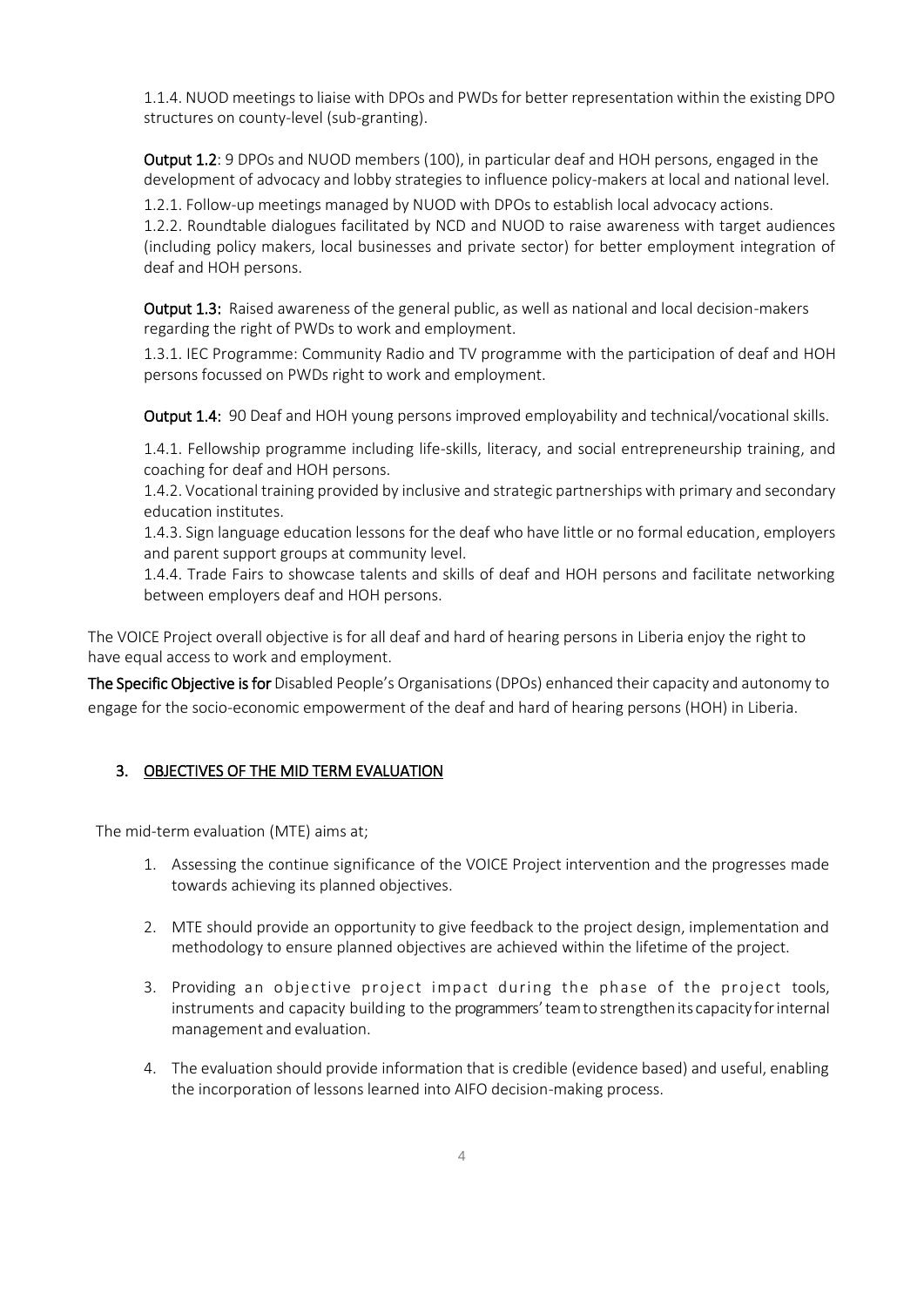1.1.4. NUOD meetings to liaise with DPOs and PWDs for better representation within the existing DPO structures on county-level (sub-granting).

**Output 1.2**: 9 DPOs and NUOD members (100), in particular deaf and HOH persons, engaged in the development of advocacy and lobby strategies to influence policy-makers at local and national level.

1.2.1. Follow-up meetings managed by NUOD with DPOs to establish local advocacy actions.

1.2.2. Roundtable dialogues facilitated by NCD and NUOD to raise awareness with target audiences (including policy makers, local businesses and private sector) for better employment integration of deaf and HOH persons.

**Output 1.3:** Raised awareness of the general public, as well as national and local decision-makers regarding the right of PWDs to work and employment.

1.3.1. IEC Programme: Community Radio and TV programme with the participation of deaf and HOH persons focussed on PWDs right to work and employment.

**Output 1.4:** 90 Deaf and HOH young persons improved employability and technical/vocational skills.

1.4.1. Fellowship programme including life-skills, literacy, and social entrepreneurship training, and coaching for deaf and HOH persons.

1.4.2. Vocational training provided by inclusive and strategic partnerships with primary and secondary education institutes.

1.4.3. Sign language education lessons for the deaf who have little or no formal education, employers and parent support groups at community level.

1.4.4. Trade Fairs to showcase talents and skills of deaf and HOH persons and facilitate networking between employers deaf and HOH persons.

The VOICE Project overall objective is for all deaf and hard of hearing persons in Liberia enjoy the right to have equal access to work and employment.

**The Specific Objective is for** Disabled People's Organisations (DPOs) enhanced their capacity and autonomy to engage for the socio-economic empowerment of the deaf and hard of hearing persons (HOH) in Liberia.

## 3. OBJECTIVES OF THE MID TERM EVALUATION

The mid-term evaluation (MTE) aims at;

1. Assessing the continue significance of the VOICE Project intervention and the progresses made towards achieving its planned objectives.
2. MTE should provide an opportunity to give feedback to the project design, implementation and methodology to ensure planned objectives are achieved within the lifetime of the project.
3. Providing an objective project impact during the phase of the project tools, instruments and capacity building to the programmers' team to strengthen its capacity for internal management and evaluation.
4. The evaluation should provide information that is credible (evidence based) and useful, enabling the incorporation of lessons learned into AIFO decision-making process.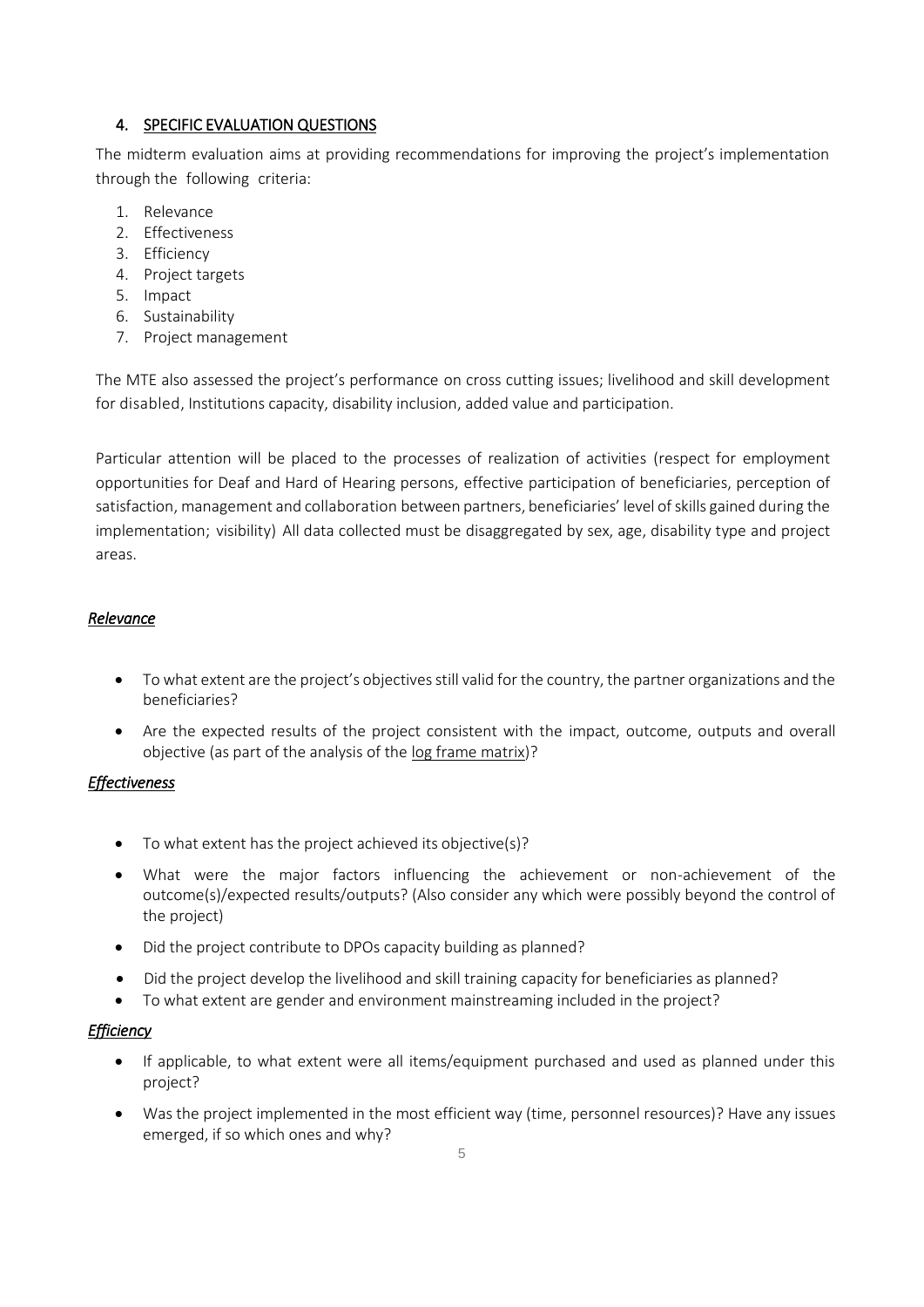## 4. SPECIFIC EVALUATION QUESTIONS

The midterm evaluation aims at providing recommendations for improving the project's implementation through the following criteria:

1. Relevance
2. Effectiveness
3. Efficiency
4. Project targets
5. Impact
6. Sustainability
7. Project management

The MTE also assessed the project's performance on cross cutting issues; livelihood and skill development for disabled, Institutions capacity, disability inclusion, added value and participation.

Particular attention will be placed to the processes of realization of activities (respect for employment opportunities for Deaf and Hard of Hearing persons, effective participation of beneficiaries, perception of satisfaction, management and collaboration between partners, beneficiaries' level of skills gained during the implementation; visibility) All data collected must be disaggregated by sex, age, disability type and project areas.

### *Relevance*

- To what extent are the project's objectives still valid for the country, the partner organizations and the beneficiaries?
- Are the expected results of the project consistent with the impact, outcome, outputs and overall objective (as part of the analysis of the log frame matrix)?

### *Effectiveness*

- To what extent has the project achieved its objective(s)?
- What were the major factors influencing the achievement or non-achievement of the outcome(s)/expected results/outputs? (Also consider any which were possibly beyond the control of the project)
- Did the project contribute to DPOs capacity building as planned?
- Did the project develop the livelihood and skill training capacity for beneficiaries as planned?
- To what extent are gender and environment mainstreaming included in the project?

### *Efficiency*

- If applicable, to what extent were all items/equipment purchased and used as planned under this project?
- Was the project implemented in the most efficient way (time, personnel resources)? Have any issues emerged, if so which ones and why?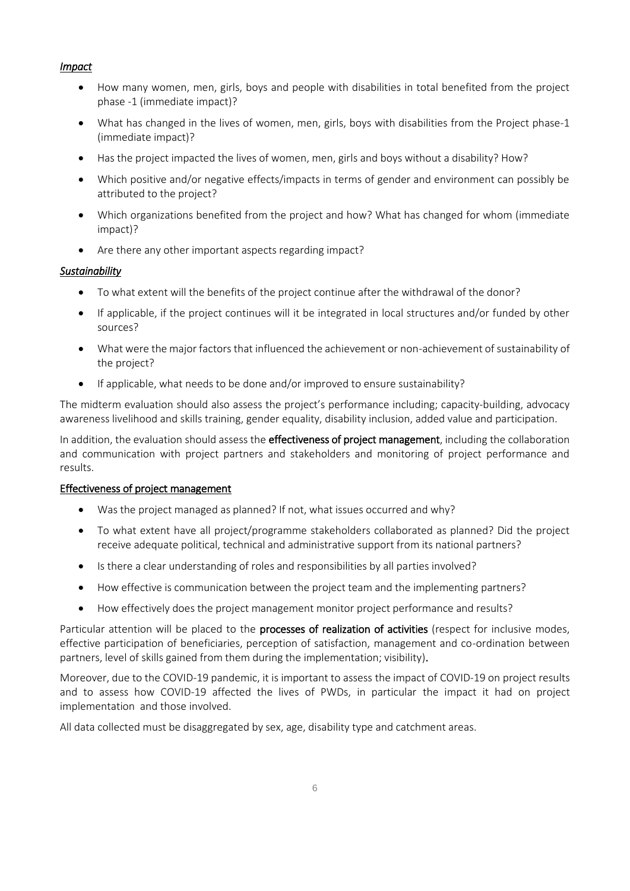*<u>Impact</u>*

- How many women, men, girls, boys and people with disabilities in total benefited from the project phase -1 (immediate impact)?
- What has changed in the lives of women, men, girls, boys with disabilities from the Project phase-1 (immediate impact)?
- Has the project impacted the lives of women, men, girls and boys without a disability? How?
- Which positive and/or negative effects/impacts in terms of gender and environment can possibly be attributed to the project?
- Which organizations benefited from the project and how? What has changed for whom (immediate impact)?
- Are there any other important aspects regarding impact?

*<u>Sustainability</u>*

- To what extent will the benefits of the project continue after the withdrawal of the donor?
- If applicable, if the project continues will it be integrated in local structures and/or funded by other sources?
- What were the major factors that influenced the achievement or non-achievement of sustainability of the project?
- If applicable, what needs to be done and/or improved to ensure sustainability?

The midterm evaluation should also assess the project's performance including; capacity-building, advocacy awareness livelihood and skills training, gender equality, disability inclusion, added value and participation.

In addition, the evaluation should assess the **effectiveness of project management**, including the collaboration and communication with project partners and stakeholders and monitoring of project performance and results.

<u>Effectiveness of project management</u>

- Was the project managed as planned? If not, what issues occurred and why?
- To what extent have all project/programme stakeholders collaborated as planned? Did the project receive adequate political, technical and administrative support from its national partners?
- Is there a clear understanding of roles and responsibilities by all parties involved?
- How effective is communication between the project team and the implementing partners?
- How effectively does the project management monitor project performance and results?

Particular attention will be placed to the **processes of realization of activities** (respect for inclusive modes, effective participation of beneficiaries, perception of satisfaction, management and co-ordination between partners, level of skills gained from them during the implementation; visibility).

Moreover, due to the COVID-19 pandemic, it is important to assess the impact of COVID-19 on project results and to assess how COVID-19 affected the lives of PWDs, in particular the impact it had on project implementation and those involved.

All data collected must be disaggregated by sex, age, disability type and catchment areas.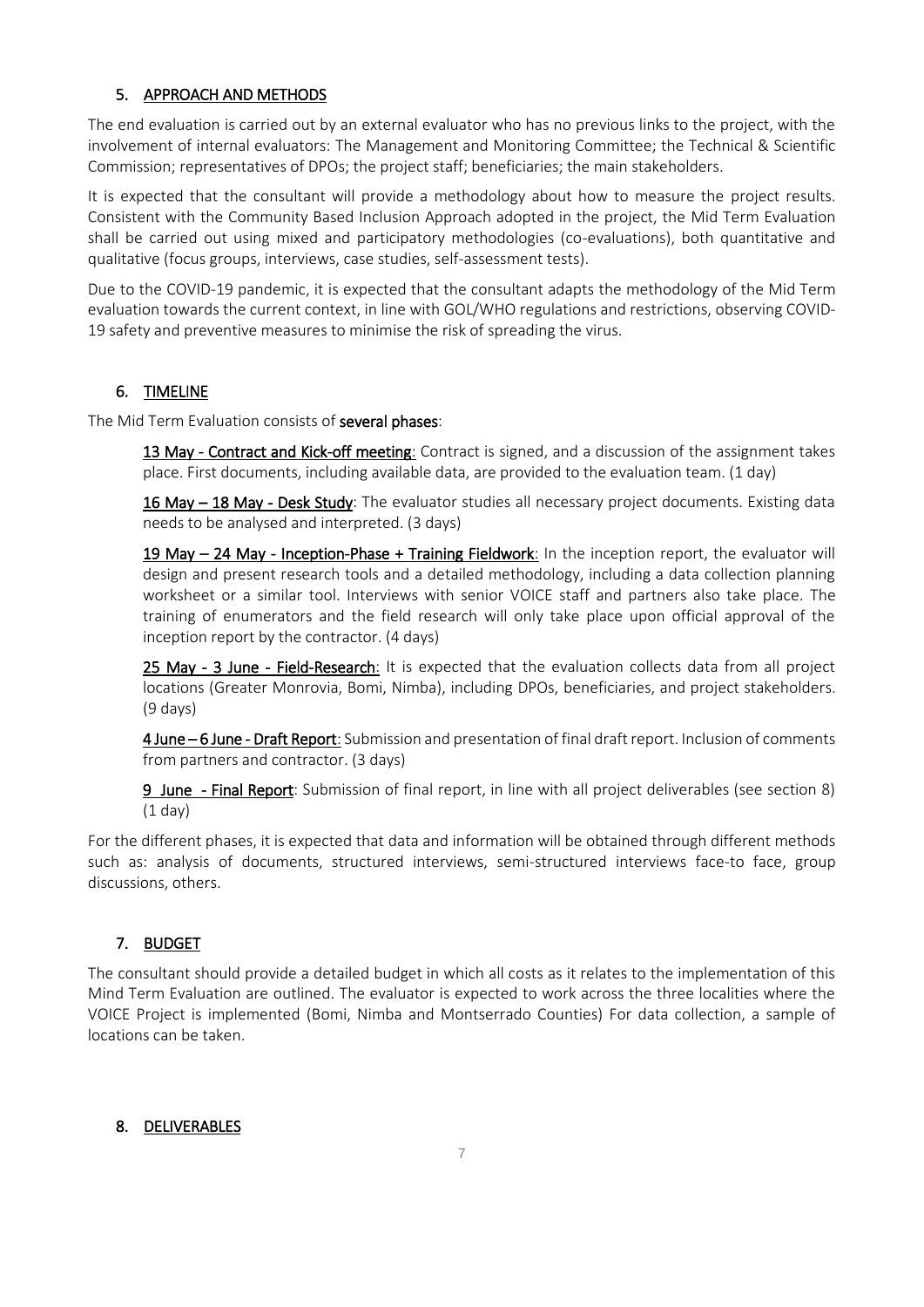## 5. APPROACH AND METHODS

The end evaluation is carried out by an external evaluator who has no previous links to the project, with the involvement of internal evaluators: The Management and Monitoring Committee; the Technical & Scientific Commission; representatives of DPOs; the project staff; beneficiaries; the main stakeholders.

It is expected that the consultant will provide a methodology about how to measure the project results. Consistent with the Community Based Inclusion Approach adopted in the project, the Mid Term Evaluation shall be carried out using mixed and participatory methodologies (co-evaluations), both quantitative and qualitative (focus groups, interviews, case studies, self-assessment tests).

Due to the COVID-19 pandemic, it is expected that the consultant adapts the methodology of the Mid Term evaluation towards the current context, in line with GOL/WHO regulations and restrictions, observing COVID-19 safety and preventive measures to minimise the risk of spreading the virus.

## 6. TIMELINE

The Mid Term Evaluation consists of **several phases**:

**13 May - Contract and Kick-off meeting**: Contract is signed, and a discussion of the assignment takes place. First documents, including available data, are provided to the evaluation team. (1 day)

**16 May – 18 May - Desk Study**: The evaluator studies all necessary project documents. Existing data needs to be analysed and interpreted. (3 days)

**19 May – 24 May - Inception-Phase + Training Fieldwork**: In the inception report, the evaluator will design and present research tools and a detailed methodology, including a data collection planning worksheet or a similar tool. Interviews with senior VOICE staff and partners also take place. The training of enumerators and the field research will only take place upon official approval of the inception report by the contractor. (4 days)

**25 May - 3 June - Field-Research**: It is expected that the evaluation collects data from all project locations (Greater Monrovia, Bomi, Nimba), including DPOs, beneficiaries, and project stakeholders. (9 days)

**4 June – 6 June - Draft Report**: Submission and presentation of final draft report. Inclusion of comments from partners and contractor. (3 days)

**9 June - Final Report**: Submission of final report, in line with all project deliverables (see section 8) (1 day)

For the different phases, it is expected that data and information will be obtained through different methods such as: analysis of documents, structured interviews, semi-structured interviews face-to face, group discussions, others.

## 7. BUDGET

The consultant should provide a detailed budget in which all costs as it relates to the implementation of this Mind Term Evaluation are outlined. The evaluator is expected to work across the three localities where the VOICE Project is implemented (Bomi, Nimba and Montserrado Counties) For data collection, a sample of locations can be taken.

## 8. DELIVERABLES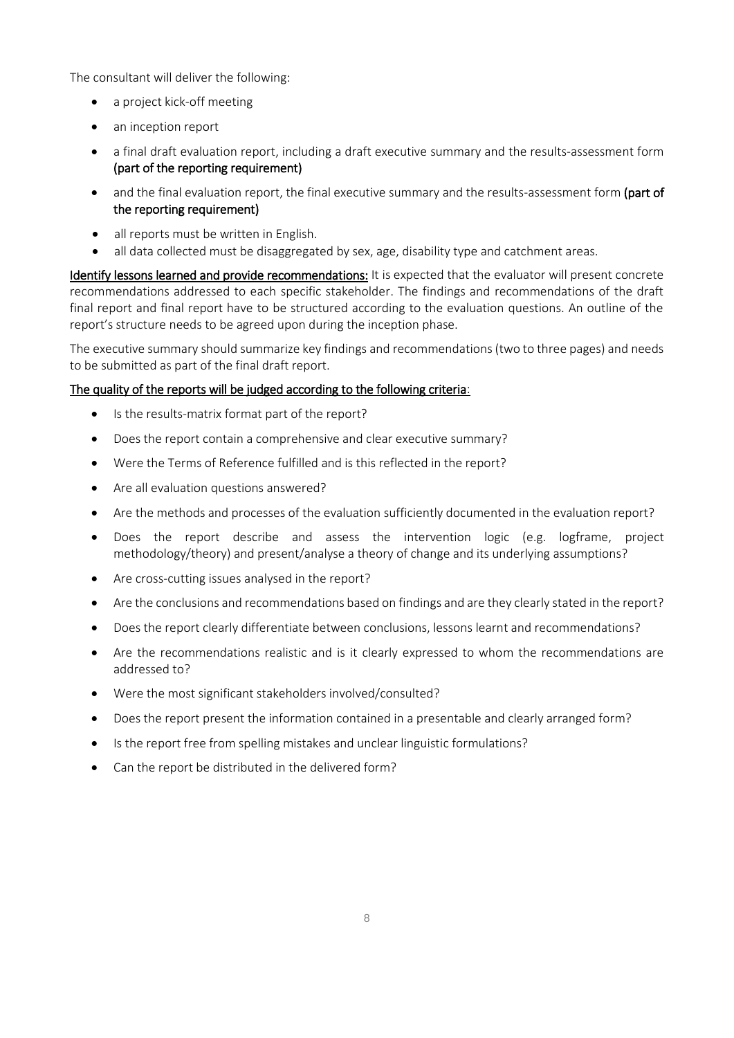The consultant will deliver the following:

- a project kick-off meeting
- an inception report
- a final draft evaluation report, including a draft executive summary and the results-assessment form **(part of the reporting requirement)**
- and the final evaluation report, the final executive summary and the results-assessment form **(part of the reporting requirement)**
- all reports must be written in English.
- all data collected must be disaggregated by sex, age, disability type and catchment areas.

**Identify lessons learned and provide recommendations:** It is expected that the evaluator will present concrete recommendations addressed to each specific stakeholder. The findings and recommendations of the draft final report and final report have to be structured according to the evaluation questions. An outline of the report's structure needs to be agreed upon during the inception phase.

The executive summary should summarize key findings and recommendations (two to three pages) and needs to be submitted as part of the final draft report.

**The quality of the reports will be judged according to the following criteria**:

- Is the results-matrix format part of the report?
- Does the report contain a comprehensive and clear executive summary?
- Were the Terms of Reference fulfilled and is this reflected in the report?
- Are all evaluation questions answered?
- Are the methods and processes of the evaluation sufficiently documented in the evaluation report?
- Does the report describe and assess the intervention logic (e.g. logframe, project methodology/theory) and present/analyse a theory of change and its underlying assumptions?
- Are cross-cutting issues analysed in the report?
- Are the conclusions and recommendations based on findings and are they clearly stated in the report?
- Does the report clearly differentiate between conclusions, lessons learnt and recommendations?
- Are the recommendations realistic and is it clearly expressed to whom the recommendations are addressed to?
- Were the most significant stakeholders involved/consulted?
- Does the report present the information contained in a presentable and clearly arranged form?
- Is the report free from spelling mistakes and unclear linguistic formulations?
- Can the report be distributed in the delivered form?